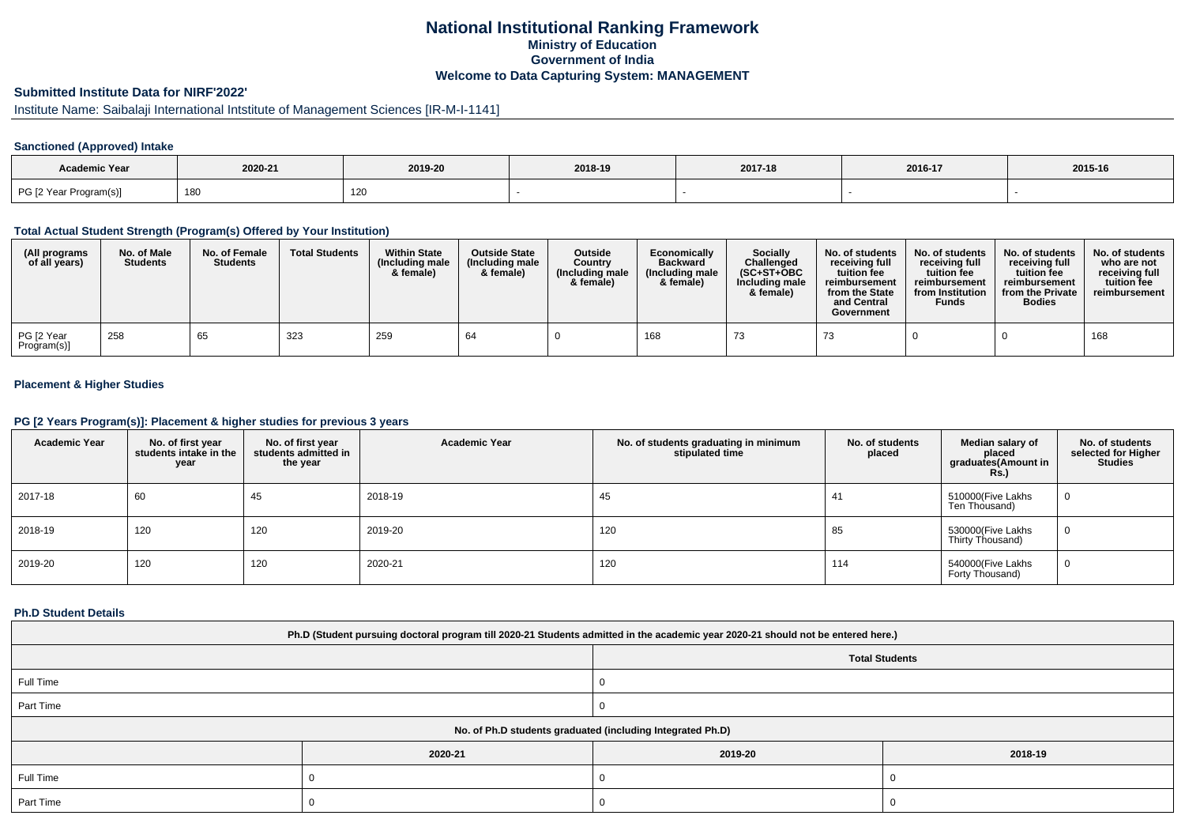# National Institutional Ranking Framework
## Ministry of Education
## Government of India
## Welcome to Data Capturing System: MANAGEMENT

### Submitted Institute Data for NIRF'2022'

Institute Name: Saibalaji International Intstitute of Management Sciences [IR-M-I-1141]

#### Sanctioned (Approved) Intake

| Academic Year | 2020-21 | 2019-20 | 2018-19 | 2017-18 | 2016-17 | 2015-16 |
|---|---|---|---|---|---|---|
| PG [2 Year Program(s)] | 180 | 120 | - | - | - | - |

#### Total Actual Student Strength (Program(s) Offered by Your Institution)

| (All programs of all years) | No. of Male Students | No. of Female Students | Total Students | Within State (Including male & female) | Outside State (Including male & female) | Outside Country (Including male & female) | Economically Backward (Including male & female) | Socially Challenged (SC+ST+OBC Including male & female) | No. of students receiving full tuition fee reimbursement from the State and Central Government | No. of students receiving full tuition fee reimbursement from Institution Funds | No. of students receiving full tuition fee reimbursement from the Private Bodies | No. of students who are not receiving full tuition fee reimbursement |
|---|---|---|---|---|---|---|---|---|---|---|---|---|
| PG [2 Year Program(s)] | 258 | 65 | 323 | 259 | 64 | 0 | 168 | 73 | 73 | 0 | 0 | 168 |

#### Placement & Higher Studies

#### PG [2 Years Program(s)]: Placement & higher studies for previous 3 years

| Academic Year | No. of first year students intake in the year | No. of first year students admitted in the year | Academic Year | No. of students graduating in minimum stipulated time | No. of students placed | Median salary of placed graduates(Amount in Rs.) | No. of students selected for Higher Studies |
|---|---|---|---|---|---|---|---|
| 2017-18 | 60 | 45 | 2018-19 | 45 | 41 | 510000(Five Lakhs Ten Thousand) | 0 |
| 2018-19 | 120 | 120 | 2019-20 | 120 | 85 | 530000(Five Lakhs Thirty Thousand) | 0 |
| 2019-20 | 120 | 120 | 2020-21 | 120 | 114 | 540000(Five Lakhs Forty Thousand) | 0 |

#### Ph.D Student Details

| Ph.D (Student pursuing doctoral program till 2020-21 Students admitted in the academic year 2020-21 should not be entered here.) | |
|---|---|
| | Total Students |
| Full Time | 0 |
| Part Time | 0 |

| No. of Ph.D students graduated (including Integrated Ph.D) | | | |
|---|---|---|---|
| | 2020-21 | 2019-20 | 2018-19 |
| Full Time | 0 | 0 | 0 |
| Part Time | 0 | 0 | 0 |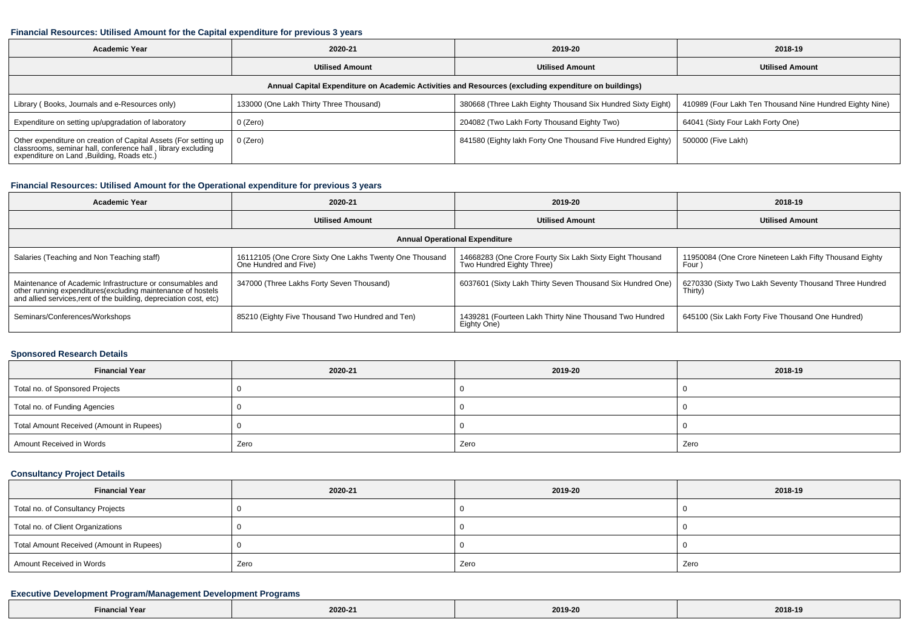#### Financial Resources: Utilised Amount for the Capital expenditure for previous 3 years

| Academic Year | 2020-21 | 2019-20 | 2018-19 |
|---|---|---|---|
| | **Utilised Amount** | **Utilised Amount** | **Utilised Amount** |
| **Annual Capital Expenditure on Academic Activities and Resources (excluding expenditure on buildings)** | | | |
| Library ( Books, Journals and e-Resources only) | 133000 (One Lakh Thirty Three Thousand) | 380668 (Three Lakh Eighty Thousand Six Hundred Sixty Eight) | 410989 (Four Lakh Ten Thousand Nine Hundred Eighty Nine) |
| Expenditure on setting up/upgradation of laboratory | 0 (Zero) | 204082 (Two Lakh Forty Thousand Eighty Two) | 64041 (Sixty Four Lakh Forty One) |
| Other expenditure on creation of Capital Assets (For setting up classrooms, seminar hall, conference hall , library excluding expenditure on Land ,Building, Roads etc.) | 0 (Zero) | 841580 (Eighty lakh Forty One Thousand Five Hundred Eighty) | 500000 (Five Lakh) |

#### Financial Resources: Utilised Amount for the Operational expenditure for previous 3 years

| Academic Year | 2020-21 | 2019-20 | 2018-19 |
|---|---|---|---|
| | **Utilised Amount** | **Utilised Amount** | **Utilised Amount** |
| **Annual Operational Expenditure** | | | |
| Salaries (Teaching and Non Teaching staff) | 16112105 (One Crore Sixty One Lakhs Twenty One Thousand One Hundred and Five) | 14668283 (One Crore Fourty Six Lakh Sixty Eight Thousand Two Hundred Eighty Three) | 11950084 (One Crore Nineteen Lakh Fifty Thousand Eighty Four ) |
| Maintenance of Academic Infrastructure or consumables and other running expenditures(excluding maintenance of hostels and allied services,rent of the building, depreciation cost, etc) | 347000 (Three Lakhs Forty Seven Thousand) | 6037601 (Sixty Lakh Thirty Seven Thousand Six Hundred One) | 6270330 (Sixty Two Lakh Seventy Thousand Three Hundred Thirty) |
| Seminars/Conferences/Workshops | 85210 (Eighty Five Thousand Two Hundred and Ten) | 1439281 (Fourteen Lakh Thirty Nine Thousand Two Hundred Eighty One) | 645100 (Six Lakh Forty Five Thousand One Hundred) |

#### Sponsored Research Details

| Financial Year | 2020-21 | 2019-20 | 2018-19 |
|---|---|---|---|
| Total no. of Sponsored Projects | 0 | 0 | 0 |
| Total no. of Funding Agencies | 0 | 0 | 0 |
| Total Amount Received (Amount in Rupees) | 0 | 0 | 0 |
| Amount Received in Words | Zero | Zero | Zero |

#### Consultancy Project Details

| Financial Year | 2020-21 | 2019-20 | 2018-19 |
|---|---|---|---|
| Total no. of Consultancy Projects | 0 | 0 | 0 |
| Total no. of Client Organizations | 0 | 0 | 0 |
| Total Amount Received (Amount in Rupees) | 0 | 0 | 0 |
| Amount Received in Words | Zero | Zero | Zero |

#### Executive Development Program/Management Development Programs

| Financial Year | 2020-21 | 2019-20 | 2018-19 |
|---|---|---|---|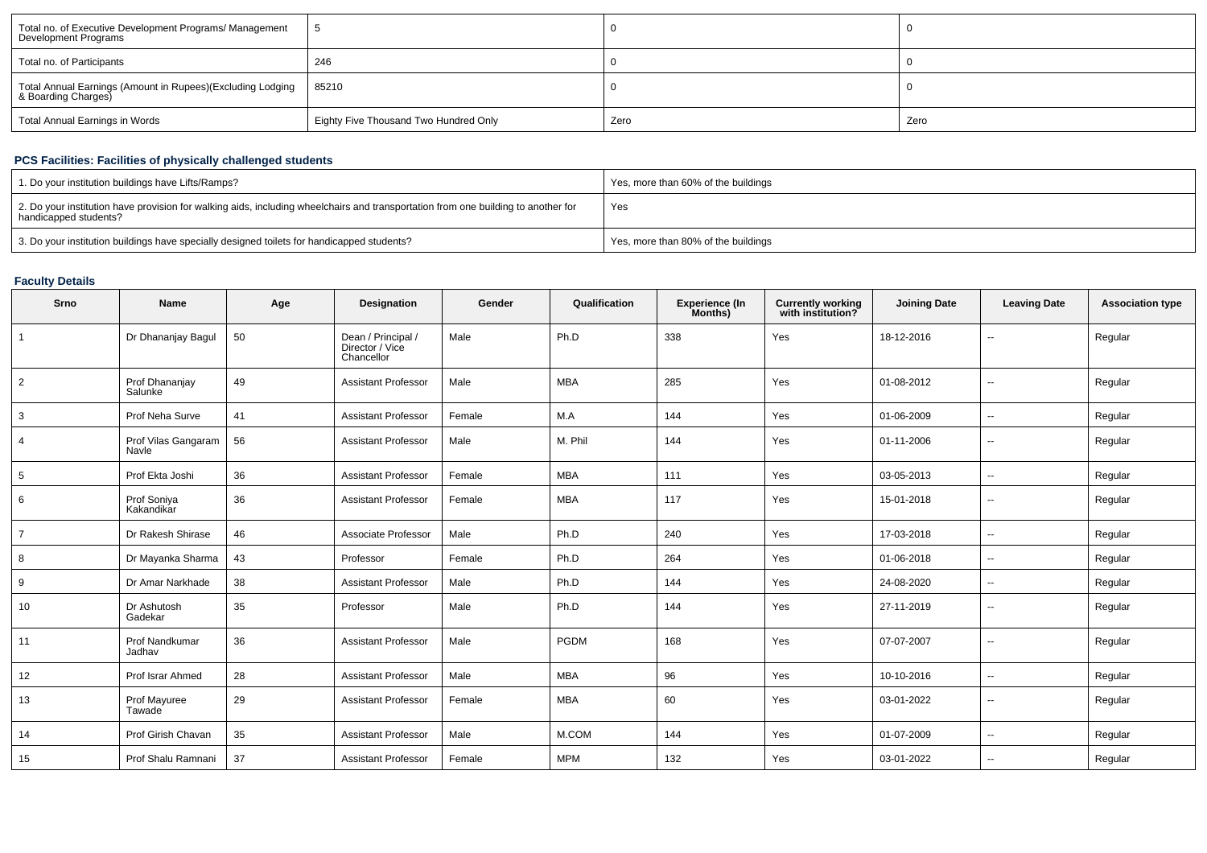| | | | |
|---|---|---|---|
| Total no. of Executive Development Programs/ Management Development Programs | 5 | 0 | 0 |
| Total no. of Participants | 246 | 0 | 0 |
| Total Annual Earnings (Amount in Rupees)(Excluding Lodging & Boarding Charges) | 85210 | 0 | 0 |
| Total Annual Earnings in Words | Eighty Five Thousand Two Hundred Only | Zero | Zero |

## PCS Facilities: Facilities of physically challenged students

| | |
|---|---|
| 1. Do your institution buildings have Lifts/Ramps? | Yes, more than 60% of the buildings |
| 2. Do your institution have provision for walking aids, including wheelchairs and transportation from one building to another for handicapped students? | Yes |
| 3. Do your institution buildings have specially designed toilets for handicapped students? | Yes, more than 80% of the buildings |

## Faculty Details

| Srno | Name | Age | Designation | Gender | Qualification | Experience (In Months) | Currently working with institution? | Joining Date | Leaving Date | Association type |
|---|---|---|---|---|---|---|---|---|---|---|
| 1 | Dr Dhananjay Bagul | 50 | Dean / Principal / Director / Vice Chancellor | Male | Ph.D | 338 | Yes | 18-12-2016 | -- | Regular |
| 2 | Prof Dhananjay Salunke | 49 | Assistant Professor | Male | MBA | 285 | Yes | 01-08-2012 | -- | Regular |
| 3 | Prof Neha Surve | 41 | Assistant Professor | Female | M.A | 144 | Yes | 01-06-2009 | -- | Regular |
| 4 | Prof Vilas Gangaram Navle | 56 | Assistant Professor | Male | M. Phil | 144 | Yes | 01-11-2006 | -- | Regular |
| 5 | Prof Ekta Joshi | 36 | Assistant Professor | Female | MBA | 111 | Yes | 03-05-2013 | -- | Regular |
| 6 | Prof Soniya Kakandikar | 36 | Assistant Professor | Female | MBA | 117 | Yes | 15-01-2018 | -- | Regular |
| 7 | Dr Rakesh Shirase | 46 | Associate Professor | Male | Ph.D | 240 | Yes | 17-03-2018 | -- | Regular |
| 8 | Dr Mayanka Sharma | 43 | Professor | Female | Ph.D | 264 | Yes | 01-06-2018 | -- | Regular |
| 9 | Dr Amar Narkhade | 38 | Assistant Professor | Male | Ph.D | 144 | Yes | 24-08-2020 | -- | Regular |
| 10 | Dr Ashutosh Gadekar | 35 | Professor | Male | Ph.D | 144 | Yes | 27-11-2019 | -- | Regular |
| 11 | Prof Nandkumar Jadhav | 36 | Assistant Professor | Male | PGDM | 168 | Yes | 07-07-2007 | -- | Regular |
| 12 | Prof Israr Ahmed | 28 | Assistant Professor | Male | MBA | 96 | Yes | 10-10-2016 | -- | Regular |
| 13 | Prof Mayuree Tawade | 29 | Assistant Professor | Female | MBA | 60 | Yes | 03-01-2022 | -- | Regular |
| 14 | Prof Girish Chavan | 35 | Assistant Professor | Male | M.COM | 144 | Yes | 01-07-2009 | -- | Regular |
| 15 | Prof Shalu Ramnani | 37 | Assistant Professor | Female | MPM | 132 | Yes | 03-01-2022 | -- | Regular |